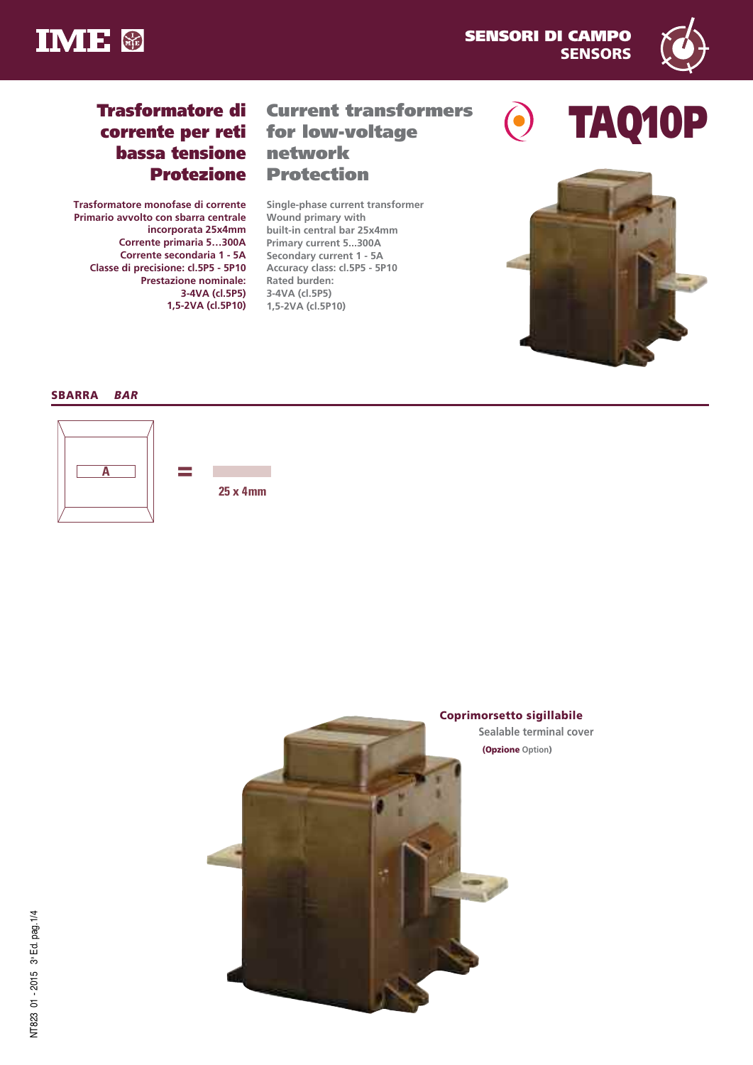# TAQ10P

## Trasformatore di corrente per reti bassa tensione Protezione

## Current transformers for low-voltage network Protection

Trasformatore monofase di corrente
Primario avvolto con sbarra centrale incorporata 25x4mm
Corrente primaria 5…300A
Corrente secondaria 1 - 5A
Classe di precisione: cl.5P5 - 5P10
Prestazione nominale:
3-4VA (cl.5P5)
1,5-2VA (cl.5P10)

Single-phase current transformer
Wound primary with built-in central bar 25x4mm
Primary current 5...300A
Secondary current 1 - 5A
Accuracy class: cl.5P5 - 5P10
Rated burden:
3-4VA (cl.5P5)
1,5-2VA (cl.5P10)

### SBARRA *BAR*

A = 25 x 4mm

**Coprimorsetto sigillabile**
Sealable terminal cover
(**Opzione** Option)

NT823 01 - 2015 3ª Ed. pag.1/4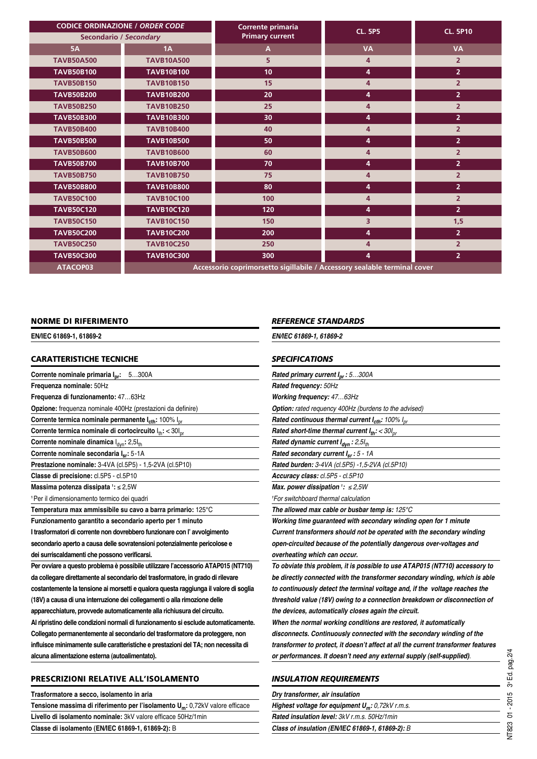| CODICE ORDINAZIONE / *ORDER CODE* | | Corrente primaria Primary current | CL. 5P5 | CL. 5P10 |
|---|---|---|---|---|
| Secondario / *Secondary* | | | | |
| 5A | 1A | A | VA | VA |
| TAVB50A500 | TAVB10A500 | 5 | 4 | 2 |
| TAVB50B100 | TAVB10B100 | 10 | 4 | 2 |
| TAVB50B150 | TAVB10B150 | 15 | 4 | 2 |
| TAVB50B200 | TAVB10B200 | 20 | 4 | 2 |
| TAVB50B250 | TAVB10B250 | 25 | 4 | 2 |
| TAVB50B300 | TAVB10B300 | 30 | 4 | 2 |
| TAVB50B400 | TAVB10B400 | 40 | 4 | 2 |
| TAVB50B500 | TAVB10B500 | 50 | 4 | 2 |
| TAVB50B600 | TAVB10B600 | 60 | 4 | 2 |
| TAVB50B700 | TAVB10B700 | 70 | 4 | 2 |
| TAVB50B750 | TAVB10B750 | 75 | 4 | 2 |
| TAVB50B800 | TAVB10B800 | 80 | 4 | 2 |
| TAVB50C100 | TAVB10C100 | 100 | 4 | 2 |
| TAVB50C120 | TAVB10C120 | 120 | 4 | 2 |
| TAVB50C150 | TAVB10C150 | 150 | 3 | 1,5 |
| TAVB50C200 | TAVB10C200 | 200 | 4 | 2 |
| TAVB50C250 | TAVB10C250 | 250 | 4 | 2 |
| TAVB50C300 | TAVB10C300 | 300 | 4 | 2 |
| ATACOP03 | Accessorio coprimorsetto sigillabile / Accessory sealable terminal cover | | | |

## NORME DI RIFERIMENTO

**EN/IEC 61869-1, 61869-2**

## CARATTERISTICHE TECNICHE

**Corrente nominale primaria $I_{pr}$:** 5…300A

**Frequenza nominale:** 50Hz

**Frequenza di funzionamento:** 47…63Hz

**Opzione:** frequenza nominale 400Hz (prestazioni da definire)

**Corrente termica nominale permanente $I_{cth}$:** 100% $I_{pr}$

**Corrente termica nominale di cortocircuito $I_{th}$:** < $30I_{pr}$

**Corrente nominale dinamica $I_{dyn}$:** $2,5I_{th}$

**Corrente nominale secondaria $I_{sr}$:** 5-1A

**Prestazione nominale:** 3-4VA (cl.5P5) - 1,5-2VA (cl.5P10)

**Classe di precisione:** cl.5P5 - cl.5P10

**Massima potenza dissipata [1]:** ≤ 2,5W

[1] Per il dimensionamento termico dei quadri

**Temperatura max ammissibile su cavo a barra primario:** 125°C

**Funzionamento garantito a secondario aperto per 1 minuto**

**I trasformatori di corrente non dovrebbero funzionare con l' avvolgimento secondario aperto a causa delle sovratensioni potenzialmente pericolose e dei surriscaldamenti che possono verificarsi.**

**Per ovviare a questo problema è possibile utilizzare l'accessorio ATAP015 (NT710) da collegare direttamente al secondario del trasformatore, in grado di rilevare costantemente la tensione ai morsetti e qualora questa raggiunga il valore di soglia (18V) a causa di una interruzione dei collegamenti o alla rimozione delle apparecchiature, provvede automaticamente alla richiusura del circuito.**

**Al ripristino delle condizioni normali di funzionamento si esclude automaticamente. Collegato permanentemente al secondario del trasformatore da proteggere, non influisce minimamente sulle caratteristiche e prestazioni del TA; non necessita di alcuna alimentazione esterna (autoalimentato).**

## PRESCRIZIONI RELATIVE ALL'ISOLAMENTO

**Trasformatore a secco, isolamento in aria**

**Tensione massima di riferimento per l'isolamento $U_m$:** 0,72kV valore efficace

**Livello di isolamento nominale:** 3kV valore efficace 50Hz/1min

**Classe di isolamento (EN/IEC 61869-1, 61869-2):** B

## *REFERENCE STANDARDS*

***EN/IEC 61869-1, 61869-2***

## *SPECIFICATIONS*

***Rated primary current $I_{pr}$:*** *5…300A*

***Rated frequency:*** *50Hz*

***Working frequency:*** *47…63Hz*

***Option:*** *rated requency 400Hz (burdens to the advised)*

***Rated continuous thermal current $I_{cth}$:*** *100% $I_{pr}$*

***Rated short-time thermal current $I_{th}$:*** *< $30I_{pr}$*

***Rated dynamic current $I_{dyn}$:*** *$2,5I_{th}$*

***Rated secondary current $I_{sr}$:*** *5 - 1A*

***Rated burden:*** *3-4VA (cl.5P5) -1,5-2VA (cl.5P10)*

***Accuracy class:*** *cl.5P5 - cl.5P10*

***Max. power dissipation [1]:*** *≤ 2,5W*

*[1] For switchboard thermal calculation*

***The allowed max cable or busbar temp is:*** *125°C*

***Working time guaranteed with secondary winding open for 1 minute***

***Current transformers should not be operated with the secondary winding open-circuited because of the potentially dangerous over-voltages and overheating which can occur.***

***To obviate this problem, it is possible to use ATAP015 (NT710) accessory to be directly connected with the transformer secondary winding, which is able to continuously detect the terminal voltage and, if the voltage reaches the threshold value (18V) owing to a connection breakdown or disconnection of the devices, automatically closes again the circuit.***

***When the normal working conditions are restored, it automatically disconnects. Continuously connected with the secondary winding of the transformer to protect, it doesn't affect at all the current transformer features or performances. It doesn't need any external supply (self-supplied).***

## *INSULATION REQUIREMENTS*

***Dry transformer, air insulation***

***Highest voltage for equipment $U_m$:*** *0,72kV r.m.s.*

***Rated insulation level:*** *3kV r.m.s. 50Hz/1min*

***Class of insulation (EN/IEC 61869-1, 61869-2):*** *B*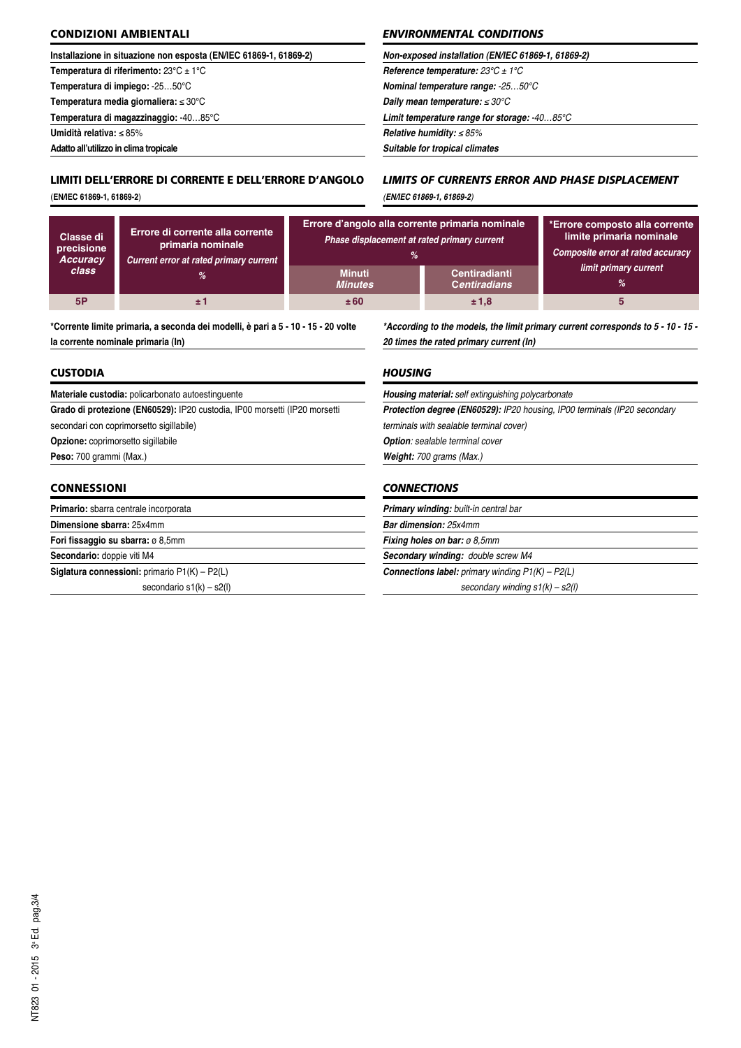## CONDIZIONI AMBIENTALI

**Installazione in situazione non esposta (EN/IEC 61869-1, 61869-2)**

**Temperatura di riferimento:** 23°C ± 1°C

**Temperatura di impiego:** -25…50°C

**Temperatura media giornaliera:** ≤ 30°C

**Temperatura di magazzinaggio:** -40…85°C

**Umidità relativa:** ≤ 85%

**Adatto all'utilizzo in clima tropicale**

## *ENVIRONMENTAL CONDITIONS*

***Non-exposed installation (EN/IEC 61869-1, 61869-2)***

***Reference temperature:*** *23°C ± 1°C*

***Nominal temperature range:*** *-25…50°C*

***Daily mean temperature:*** *≤ 30°C*

***Limit temperature range for storage:*** *-40…85°C*

***Relative humidity:*** *≤ 85%*

***Suitable for tropical climates***

## LIMITI DELL'ERRORE DI CORRENTE E DELL'ERRORE D'ANGOLO

(**EN/IEC 61869-1, 61869-2**)

## *LIMITS OF CURRENTS ERROR AND PHASE DISPLACEMENT*

*(EN/IEC 61869-1, 61869-2)*

| Classe di precisione *Accuracy class* | Errore di corrente alla corrente primaria nominale *Current error at rated primary current* % | Errore d'angolo alla corrente primaria nominale *Phase displacement at rated primary current* % | | *Errore composto alla corrente limite primaria nominale *Composite error at rated accuracy limit primary current* % |
|---|---|---|---|---|
| | | Minuti *Minutes* | Centiradianti *Centiradians* | |
| 5P | ± 1 | ± 60 | ± 1,8 | 5 |

**\*Corrente limite primaria, a seconda dei modelli, è pari a 5 - 10 - 15 - 20 volte la corrente nominale primaria (In)**

***\*According to the models, the limit primary current corresponds to 5 - 10 - 15 - 20 times the rated primary current (In)***

## CUSTODIA

**Materiale custodia:** policarbonato autoestinguente

**Grado di protezione (EN60529):** IP20 custodia, IP00 morsetti (IP20 morsetti secondari con coprimorsetto sigillabile)

**Opzione:** coprimorsetto sigillabile

**Peso:** 700 grammi (Max.)

## *HOUSING*

***Housing material:*** *self extinguishing polycarbonate*

***Protection degree (EN60529):*** *IP20 housing, IP00 terminals (IP20 secondary terminals with sealable terminal cover)*

***Option****: sealable terminal cover*

***Weight:*** *700 grams (Max.)*

## CONNESSIONI

**Primario:** sbarra centrale incorporata

**Dimensione sbarra:** 25x4mm

**Fori fissaggio su sbarra:** ø 8,5mm

**Secondario:** doppie viti M4

**Siglatura connessioni:** primario P1(K) – P2(L)
secondario s1(k) – s2(l)

## *CONNECTIONS*

***Primary winding:*** *built-in central bar*

***Bar dimension:*** *25x4mm*

***Fixing holes on bar:*** *ø 8,5mm*

***Secondary winding:*** *double screw M4*

***Connections label:*** *primary winding P1(K) – P2(L)*
*secondary winding s1(k) – s2(l)*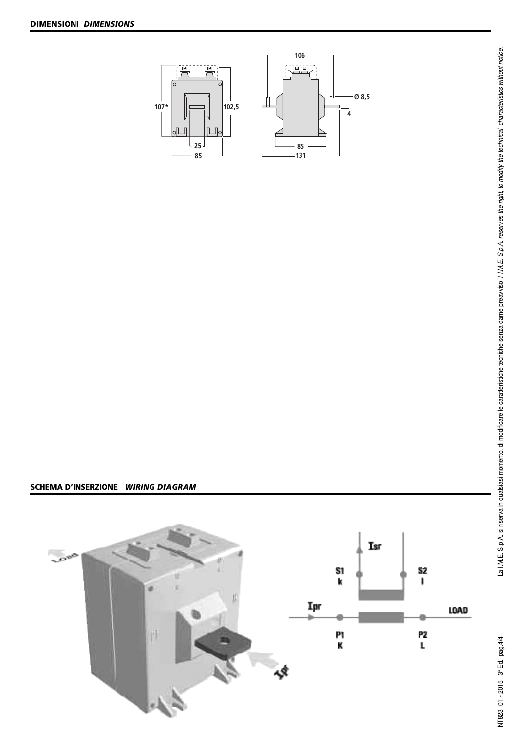## DIMENSIONI *DIMENSIONS*

107*

102,5

25

85

106

Ø 8,5

4

85

131

## SCHEMA D'INSERZIONE *WIRING DIAGRAM*

Load

Ipr

Isr

S1
k

S2
l

Ipr

LOAD

P1
K

P2
L

La I.M.E. S.p.A. si riserva in qualsiasi momento, di modificare le caratteristiche tecniche senza darne preavviso. / *I.M.E. S.p.A. reserves the right, to modify the technical characteristics without notice.*

NT823 01 - 2015 3ª Ed. pag.4/4